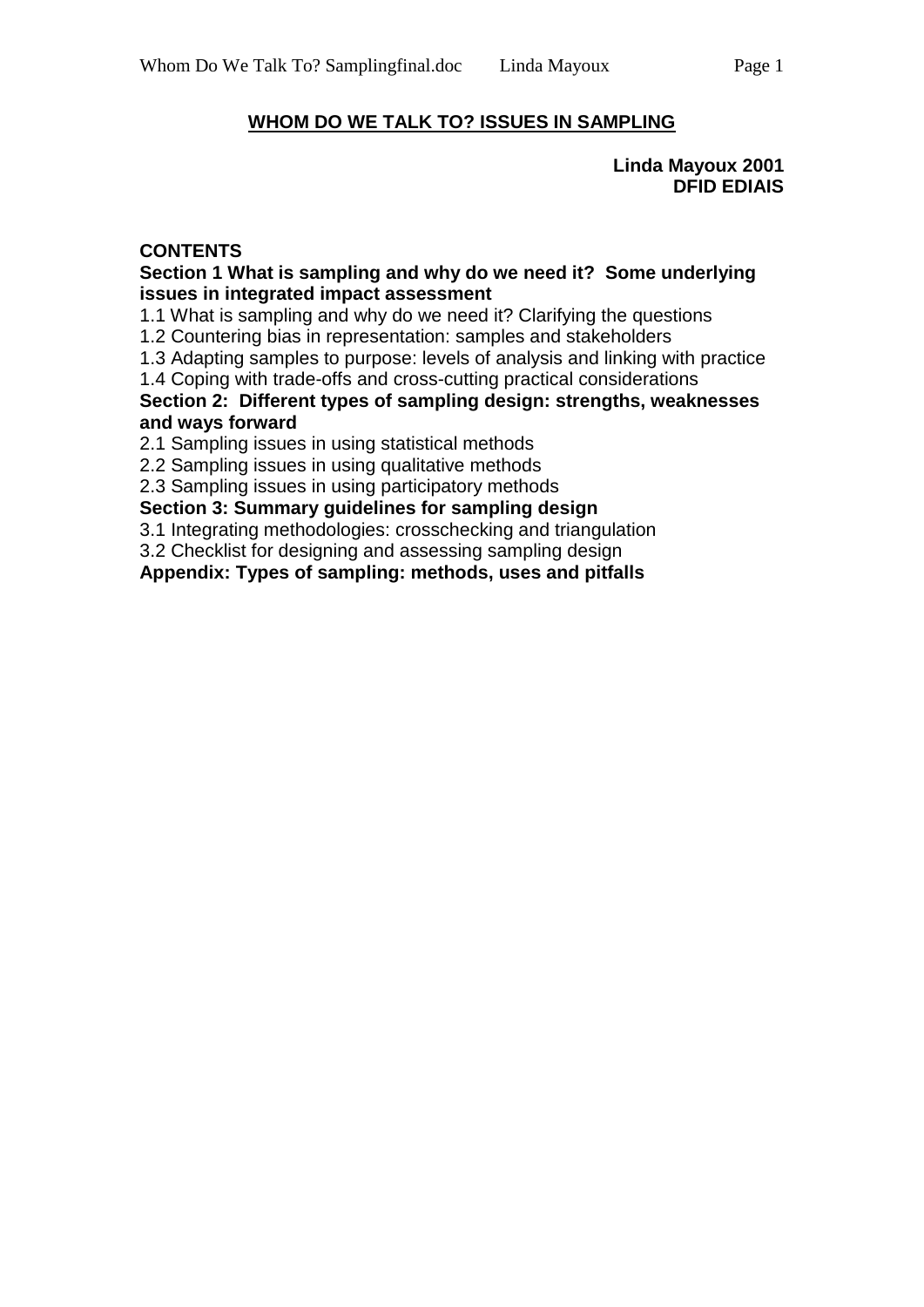# WHOM DO WE TALK TO? ISSUES IN SAMPLING

**Linda Mayoux 2001**
**DFID EDIAIS**

**CONTENTS**

**Section 1 What is sampling and why do we need it? Some underlying issues in integrated impact assessment**

1.1 What is sampling and why do we need it? Clarifying the questions
1.2 Countering bias in representation: samples and stakeholders
1.3 Adapting samples to purpose: levels of analysis and linking with practice
1.4 Coping with trade-offs and cross-cutting practical considerations

**Section 2: Different types of sampling design: strengths, weaknesses and ways forward**

2.1 Sampling issues in using statistical methods
2.2 Sampling issues in using qualitative methods
2.3 Sampling issues in using participatory methods

**Section 3: Summary guidelines for sampling design**

3.1 Integrating methodologies: crosschecking and triangulation
3.2 Checklist for designing and assessing sampling design

**Appendix: Types of sampling: methods, uses and pitfalls**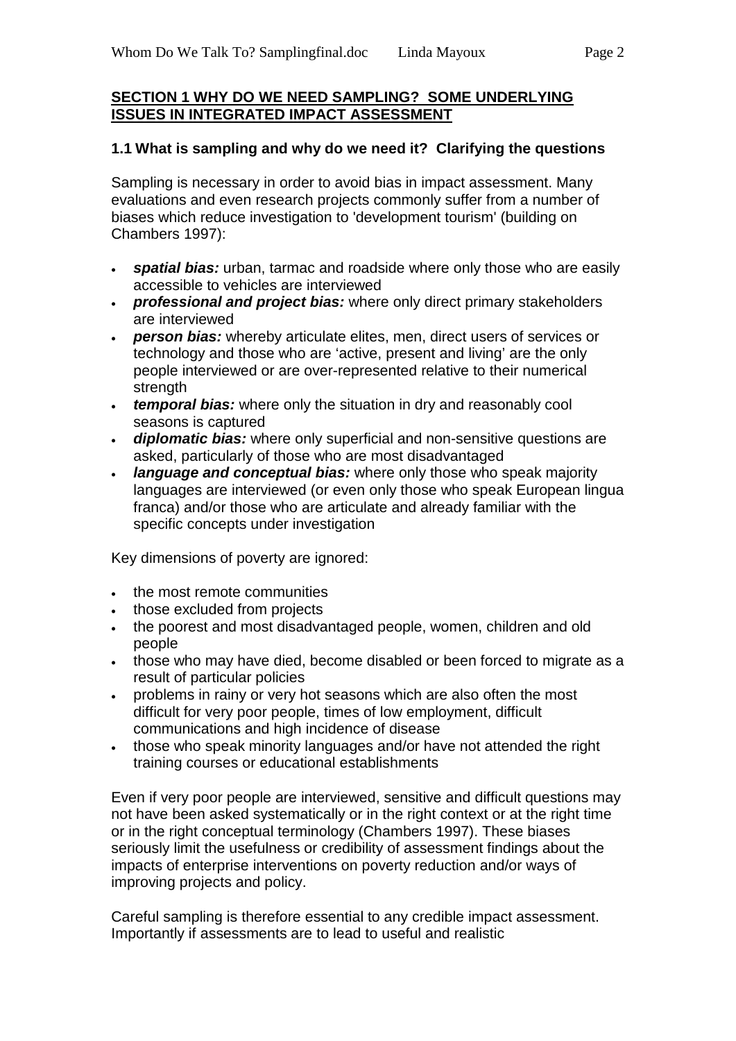## SECTION 1 WHY DO WE NEED SAMPLING? SOME UNDERLYING ISSUES IN INTEGRATED IMPACT ASSESSMENT

### 1.1 What is sampling and why do we need it? Clarifying the questions

Sampling is necessary in order to avoid bias in impact assessment. Many evaluations and even research projects commonly suffer from a number of biases which reduce investigation to 'development tourism' (building on Chambers 1997):

- ***spatial bias:*** urban, tarmac and roadside where only those who are easily accessible to vehicles are interviewed
- ***professional and project bias:*** where only direct primary stakeholders are interviewed
- ***person bias:*** whereby articulate elites, men, direct users of services or technology and those who are 'active, present and living' are the only people interviewed or are over-represented relative to their numerical strength
- ***temporal bias:*** where only the situation in dry and reasonably cool seasons is captured
- ***diplomatic bias:*** where only superficial and non-sensitive questions are asked, particularly of those who are most disadvantaged
- ***language and conceptual bias:*** where only those who speak majority languages are interviewed (or even only those who speak European lingua franca) and/or those who are articulate and already familiar with the specific concepts under investigation

Key dimensions of poverty are ignored:

- the most remote communities
- those excluded from projects
- the poorest and most disadvantaged people, women, children and old people
- those who may have died, become disabled or been forced to migrate as a result of particular policies
- problems in rainy or very hot seasons which are also often the most difficult for very poor people, times of low employment, difficult communications and high incidence of disease
- those who speak minority languages and/or have not attended the right training courses or educational establishments

Even if very poor people are interviewed, sensitive and difficult questions may not have been asked systematically or in the right context or at the right time or in the right conceptual terminology (Chambers 1997). These biases seriously limit the usefulness or credibility of assessment findings about the impacts of enterprise interventions on poverty reduction and/or ways of improving projects and policy.

Careful sampling is therefore essential to any credible impact assessment. Importantly if assessments are to lead to useful and realistic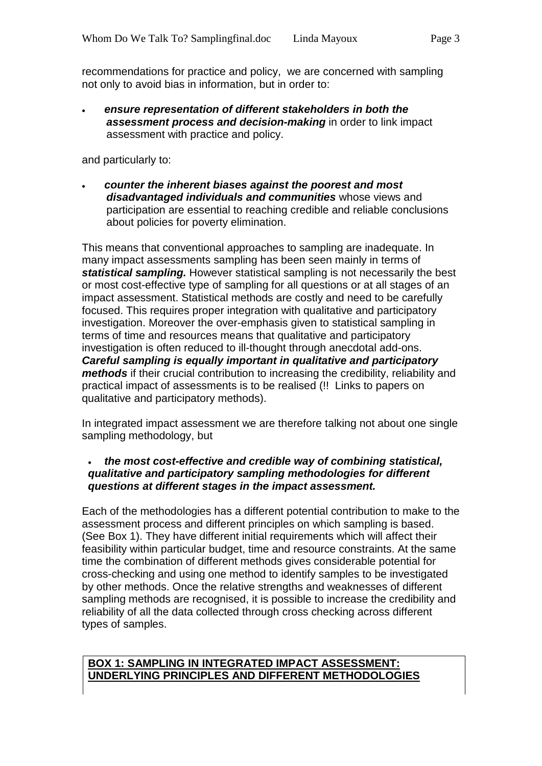recommendations for practice and policy, we are concerned with sampling not only to avoid bias in information, but in order to:

- ***ensure representation of different stakeholders in both the assessment process and decision-making*** in order to link impact assessment with practice and policy.

and particularly to:

- ***counter the inherent biases against the poorest and most disadvantaged individuals and communities*** whose views and participation are essential to reaching credible and reliable conclusions about policies for poverty elimination.

This means that conventional approaches to sampling are inadequate. In many impact assessments sampling has been seen mainly in terms of ***statistical sampling.*** However statistical sampling is not necessarily the best or most cost-effective type of sampling for all questions or at all stages of an impact assessment. Statistical methods are costly and need to be carefully focused. This requires proper integration with qualitative and participatory investigation. Moreover the over-emphasis given to statistical sampling in terms of time and resources means that qualitative and participatory investigation is often reduced to ill-thought through anecdotal add-ons. ***Careful sampling is equally important in qualitative and participatory methods*** if their crucial contribution to increasing the credibility, reliability and practical impact of assessments is to be realised (!! Links to papers on qualitative and participatory methods).

In integrated impact assessment we are therefore talking not about one single sampling methodology, but

- ***the most cost-effective and credible way of combining statistical, qualitative and participatory sampling methodologies for different questions at different stages in the impact assessment.***

Each of the methodologies has a different potential contribution to make to the assessment process and different principles on which sampling is based. (See Box 1). They have different initial requirements which will affect their feasibility within particular budget, time and resource constraints. At the same time the combination of different methods gives considerable potential for cross-checking and using one method to identify samples to be investigated by other methods. Once the relative strengths and weaknesses of different sampling methods are recognised, it is possible to increase the credibility and reliability of all the data collected through cross checking across different types of samples.

**BOX 1: SAMPLING IN INTEGRATED IMPACT ASSESSMENT: UNDERLYING PRINCIPLES AND DIFFERENT METHODOLOGIES**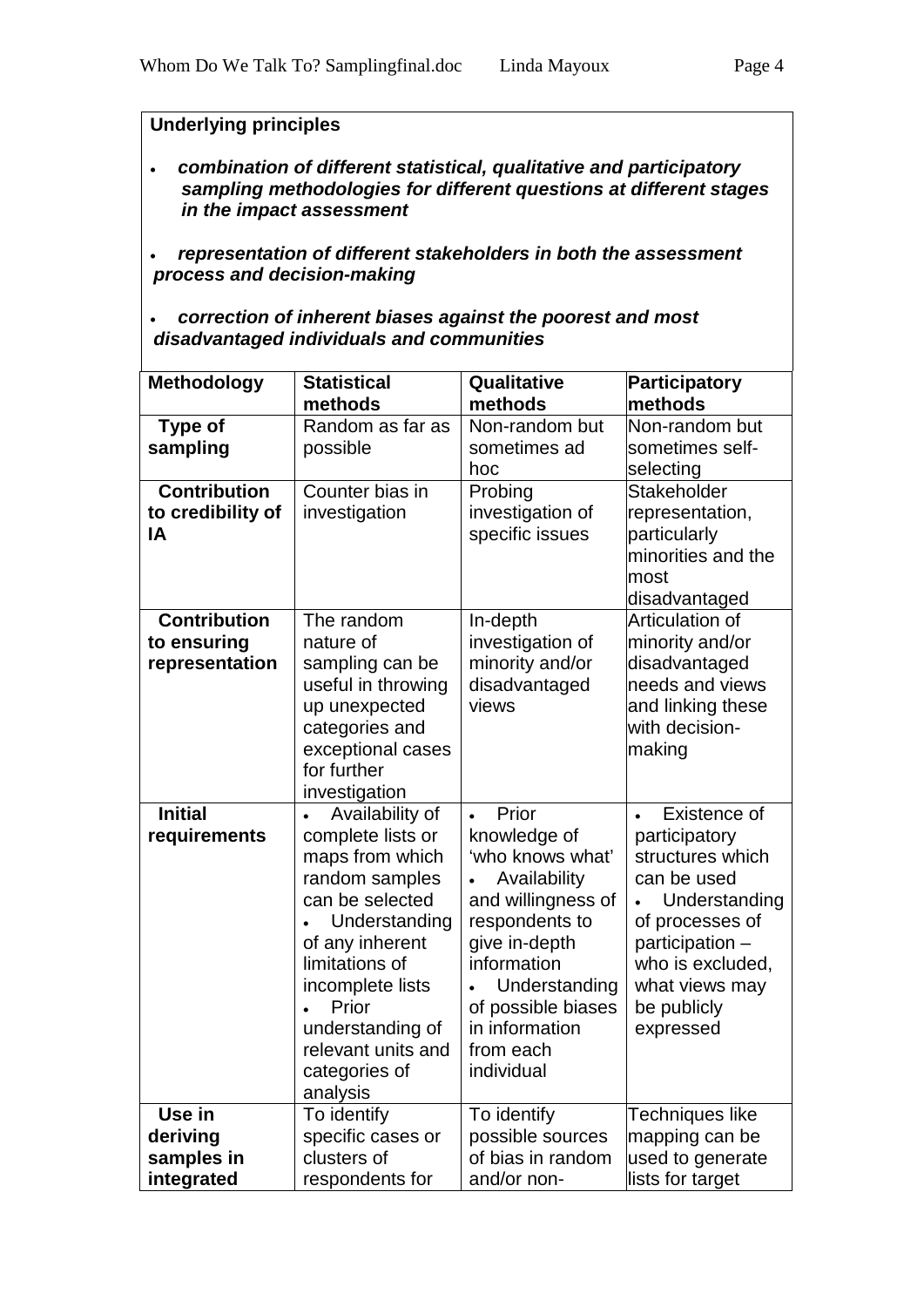**Underlying principles**

- ***combination of different statistical, qualitative and participatory sampling methodologies for different questions at different stages in the impact assessment***
- ***representation of different stakeholders in both the assessment process and decision-making***
- ***correction of inherent biases against the poorest and most disadvantaged individuals and communities***

| **Methodology** | **Statistical methods** | **Qualitative methods** | **Participatory methods** |
|---|---|---|---|
| **Type of sampling** | Random as far as possible | Non-random but sometimes ad hoc | Non-random but sometimes self-selecting |
| **Contribution to credibility of IA** | Counter bias in investigation | Probing investigation of specific issues | Stakeholder representation, particularly minorities and the most disadvantaged |
| **Contribution to ensuring representation** | The random nature of sampling can be useful in throwing up unexpected categories and exceptional cases for further investigation | In-depth investigation of minority and/or disadvantaged views | Articulation of minority and/or disadvantaged needs and views and linking these with decision-making |
| **Initial requirements** | • Availability of complete lists or maps from which random samples can be selected<br>• Understanding of any inherent limitations of incomplete lists<br>• Prior understanding of relevant units and categories of analysis | • Prior knowledge of 'who knows what'<br>• Availability and willingness of respondents to give in-depth information<br>• Understanding of possible biases in information from each individual | • Existence of participatory structures which can be used<br>• Understanding of processes of participation – who is excluded, what views may be publicly expressed |
| **Use in deriving samples in integrated** | To identify specific cases or clusters of respondents for | To identify possible sources of bias in random and/or non- | Techniques like mapping can be used to generate lists for target |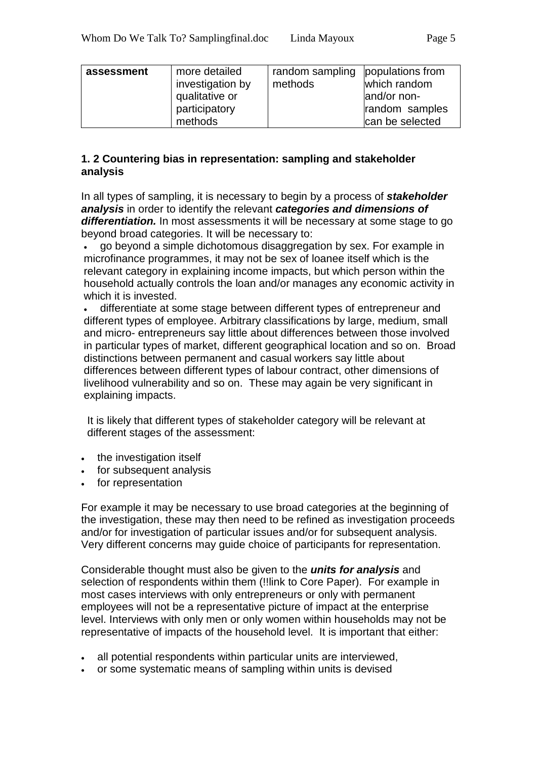| **assessment** | more detailed investigation by qualitative or participatory methods | random sampling methods | populations from which random and/or non-random samples can be selected |
|---|---|---|---|

### 1. 2 Countering bias in representation: sampling and stakeholder analysis

In all types of sampling, it is necessary to begin by a process of ***stakeholder analysis*** in order to identify the relevant ***categories and dimensions of differentiation.*** In most assessments it will be necessary at some stage to go beyond broad categories. It will be necessary to:

- go beyond a simple dichotomous disaggregation by sex. For example in microfinance programmes, it may not be sex of loanee itself which is the relevant category in explaining income impacts, but which person within the household actually controls the loan and/or manages any economic activity in which it is invested.
- differentiate at some stage between different types of entrepreneur and different types of employee. Arbitrary classifications by large, medium, small and micro- entrepreneurs say little about differences between those involved in particular types of market, different geographical location and so on. Broad distinctions between permanent and casual workers say little about differences between different types of labour contract, other dimensions of livelihood vulnerability and so on. These may again be very significant in explaining impacts.

It is likely that different types of stakeholder category will be relevant at different stages of the assessment:

- the investigation itself
- for subsequent analysis
- for representation

For example it may be necessary to use broad categories at the beginning of the investigation, these may then need to be refined as investigation proceeds and/or for investigation of particular issues and/or for subsequent analysis. Very different concerns may guide choice of participants for representation.

Considerable thought must also be given to the ***units for analysis*** and selection of respondents within them (!!link to Core Paper). For example in most cases interviews with only entrepreneurs or only with permanent employees will not be a representative picture of impact at the enterprise level. Interviews with only men or only women within households may not be representative of impacts of the household level. It is important that either:

- all potential respondents within particular units are interviewed,
- or some systematic means of sampling within units is devised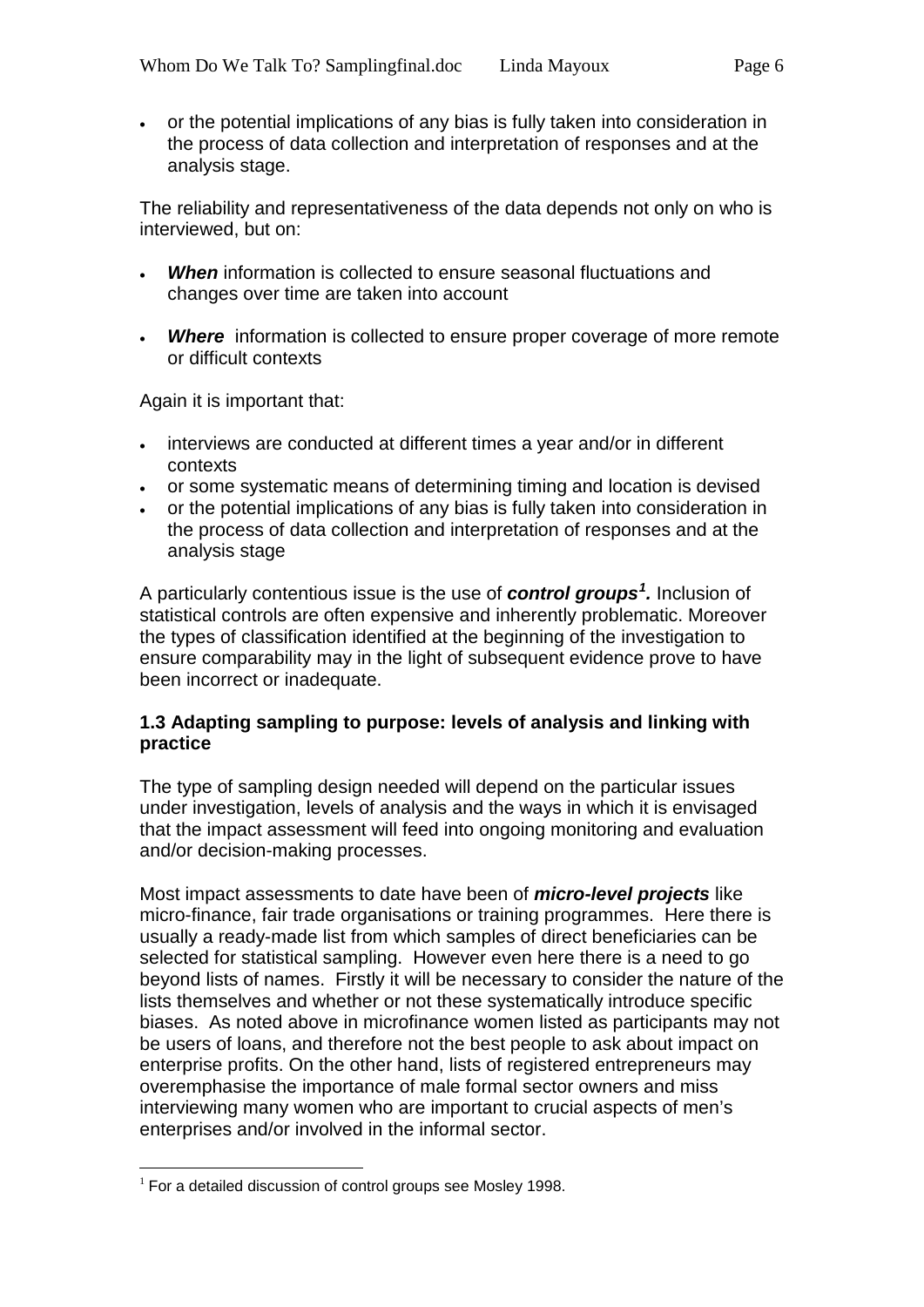- or the potential implications of any bias is fully taken into consideration in the process of data collection and interpretation of responses and at the analysis stage.

The reliability and representativeness of the data depends not only on who is interviewed, but on:

- ***When*** information is collected to ensure seasonal fluctuations and changes over time are taken into account
- ***Where*** information is collected to ensure proper coverage of more remote or difficult contexts

Again it is important that:

- interviews are conducted at different times a year and/or in different contexts
- or some systematic means of determining timing and location is devised
- or the potential implications of any bias is fully taken into consideration in the process of data collection and interpretation of responses and at the analysis stage

A particularly contentious issue is the use of ***control groups***[1]***.*** Inclusion of statistical controls are often expensive and inherently problematic. Moreover the types of classification identified at the beginning of the investigation to ensure comparability may in the light of subsequent evidence prove to have been incorrect or inadequate.

### 1.3 Adapting sampling to purpose: levels of analysis and linking with practice

The type of sampling design needed will depend on the particular issues under investigation, levels of analysis and the ways in which it is envisaged that the impact assessment will feed into ongoing monitoring and evaluation and/or decision-making processes.

Most impact assessments to date have been of ***micro-level projects*** like micro-finance, fair trade organisations or training programmes. Here there is usually a ready-made list from which samples of direct beneficiaries can be selected for statistical sampling. However even here there is a need to go beyond lists of names. Firstly it will be necessary to consider the nature of the lists themselves and whether or not these systematically introduce specific biases. As noted above in microfinance women listed as participants may not be users of loans, and therefore not the best people to ask about impact on enterprise profits. On the other hand, lists of registered entrepreneurs may overemphasise the importance of male formal sector owners and miss interviewing many women who are important to crucial aspects of men's enterprises and/or involved in the informal sector.

[1] For a detailed discussion of control groups see Mosley 1998.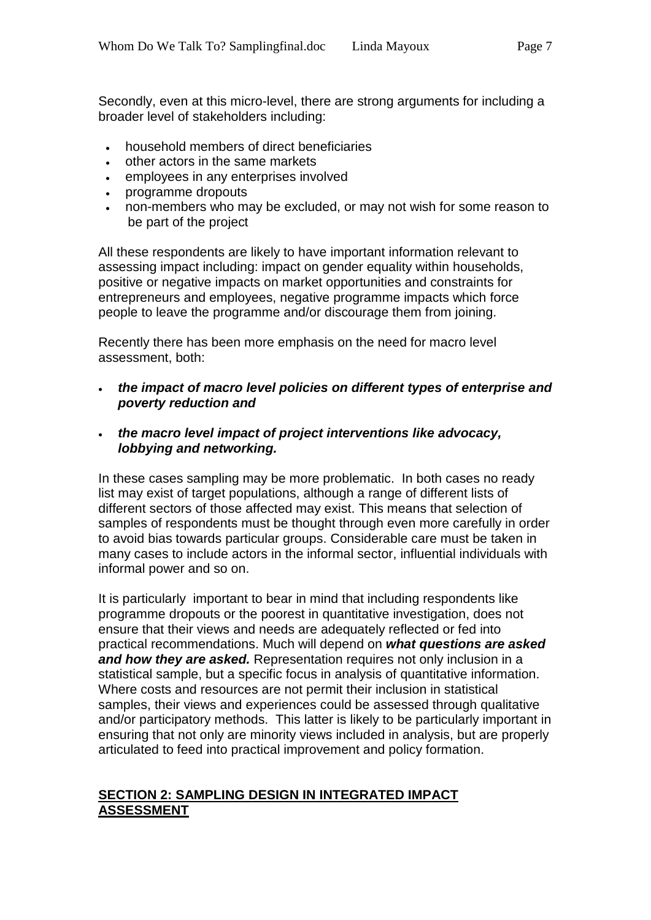Secondly, even at this micro-level, there are strong arguments for including a broader level of stakeholders including:

- household members of direct beneficiaries
- other actors in the same markets
- employees in any enterprises involved
- programme dropouts
- non-members who may be excluded, or may not wish for some reason to be part of the project

All these respondents are likely to have important information relevant to assessing impact including: impact on gender equality within households, positive or negative impacts on market opportunities and constraints for entrepreneurs and employees, negative programme impacts which force people to leave the programme and/or discourage them from joining.

Recently there has been more emphasis on the need for macro level assessment, both:

- ***the impact of macro level policies on different types of enterprise and poverty reduction and***
- ***the macro level impact of project interventions like advocacy, lobbying and networking.***

In these cases sampling may be more problematic. In both cases no ready list may exist of target populations, although a range of different lists of different sectors of those affected may exist. This means that selection of samples of respondents must be thought through even more carefully in order to avoid bias towards particular groups. Considerable care must be taken in many cases to include actors in the informal sector, influential individuals with informal power and so on.

It is particularly important to bear in mind that including respondents like programme dropouts or the poorest in quantitative investigation, does not ensure that their views and needs are adequately reflected or fed into practical recommendations. Much will depend on ***what questions are asked and how they are asked.*** Representation requires not only inclusion in a statistical sample, but a specific focus in analysis of quantitative information. Where costs and resources are not permit their inclusion in statistical samples, their views and experiences could be assessed through qualitative and/or participatory methods. This latter is likely to be particularly important in ensuring that not only are minority views included in analysis, but are properly articulated to feed into practical improvement and policy formation.

## SECTION 2: SAMPLING DESIGN IN INTEGRATED IMPACT ASSESSMENT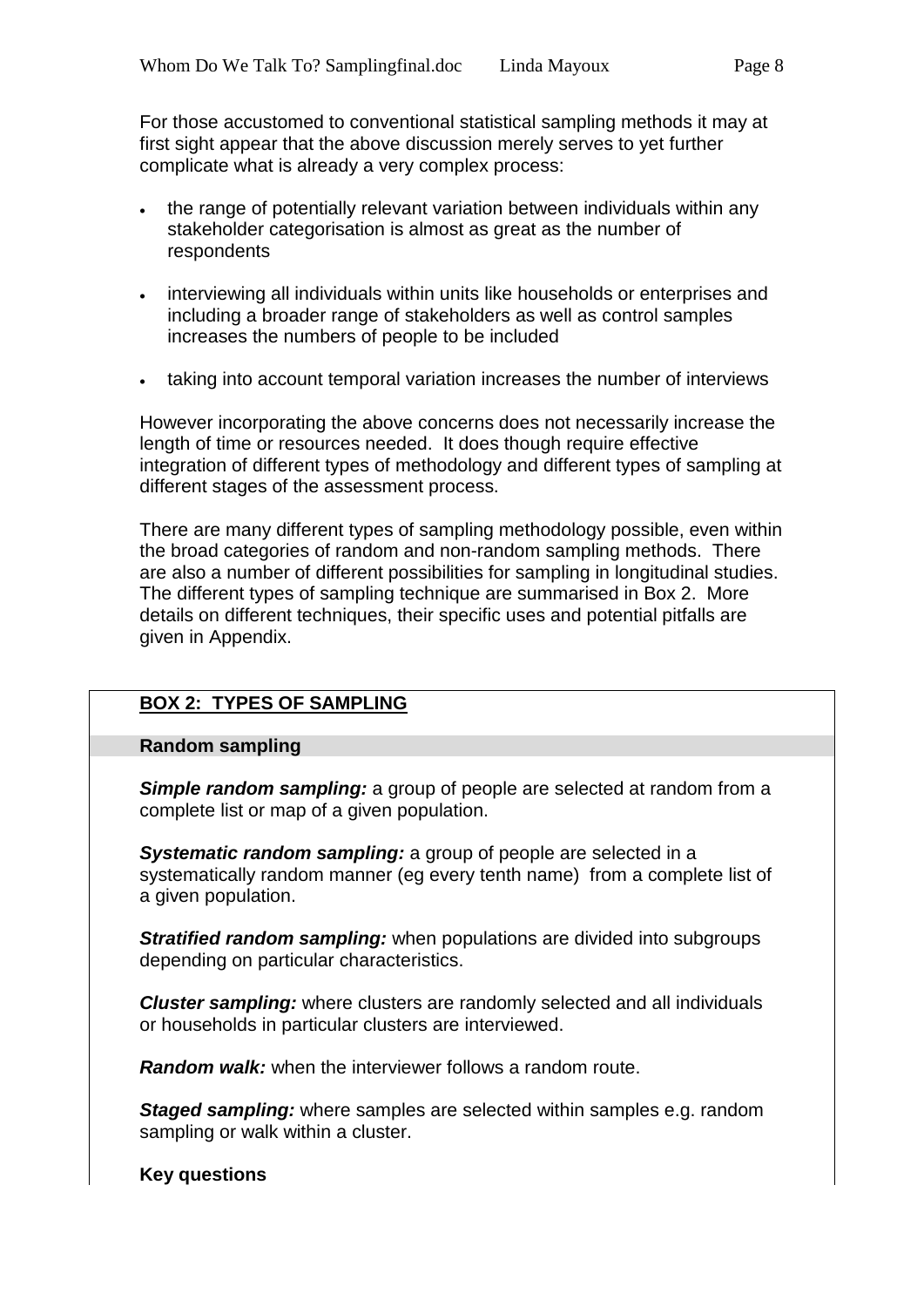For those accustomed to conventional statistical sampling methods it may at first sight appear that the above discussion merely serves to yet further complicate what is already a very complex process:

- the range of potentially relevant variation between individuals within any stakeholder categorisation is almost as great as the number of respondents
- interviewing all individuals within units like households or enterprises and including a broader range of stakeholders as well as control samples increases the numbers of people to be included
- taking into account temporal variation increases the number of interviews

However incorporating the above concerns does not necessarily increase the length of time or resources needed. It does though require effective integration of different types of methodology and different types of sampling at different stages of the assessment process.

There are many different types of sampling methodology possible, even within the broad categories of random and non-random sampling methods. There are also a number of different possibilities for sampling in longitudinal studies. The different types of sampling technique are summarised in Box 2. More details on different techniques, their specific uses and potential pitfalls are given in Appendix.

## BOX 2: TYPES OF SAMPLING

### Random sampling

***Simple random sampling:*** a group of people are selected at random from a complete list or map of a given population.

***Systematic random sampling:*** a group of people are selected in a systematically random manner (eg every tenth name) from a complete list of a given population.

***Stratified random sampling:*** when populations are divided into subgroups depending on particular characteristics.

***Cluster sampling:*** where clusters are randomly selected and all individuals or households in particular clusters are interviewed.

***Random walk:*** when the interviewer follows a random route.

***Staged sampling:*** where samples are selected within samples e.g. random sampling or walk within a cluster.

**Key questions**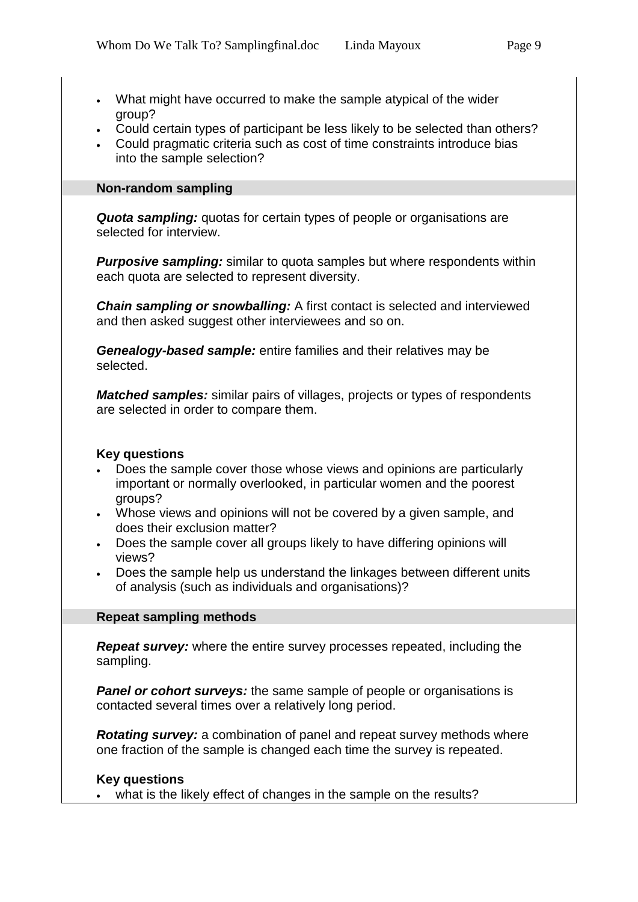- What might have occurred to make the sample atypical of the wider group?
- Could certain types of participant be less likely to be selected than others?
- Could pragmatic criteria such as cost of time constraints introduce bias into the sample selection?

**Non-random sampling**

***Quota sampling:*** quotas for certain types of people or organisations are selected for interview.

***Purposive sampling:*** similar to quota samples but where respondents within each quota are selected to represent diversity.

***Chain sampling or snowballing:*** A first contact is selected and interviewed and then asked suggest other interviewees and so on.

***Genealogy-based sample:*** entire families and their relatives may be selected.

***Matched samples:*** similar pairs of villages, projects or types of respondents are selected in order to compare them.

**Key questions**

- Does the sample cover those whose views and opinions are particularly important or normally overlooked, in particular women and the poorest groups?
- Whose views and opinions will not be covered by a given sample, and does their exclusion matter?
- Does the sample cover all groups likely to have differing opinions will views?
- Does the sample help us understand the linkages between different units of analysis (such as individuals and organisations)?

**Repeat sampling methods**

***Repeat survey:*** where the entire survey processes repeated, including the sampling.

***Panel or cohort surveys:*** the same sample of people or organisations is contacted several times over a relatively long period.

***Rotating survey:*** a combination of panel and repeat survey methods where one fraction of the sample is changed each time the survey is repeated.

**Key questions**

- what is the likely effect of changes in the sample on the results?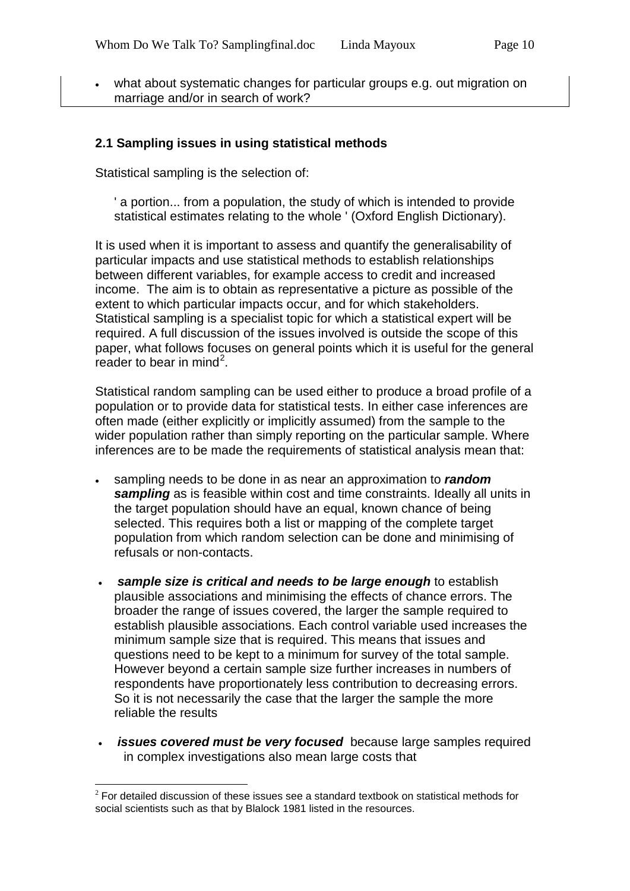- what about systematic changes for particular groups e.g. out migration on marriage and/or in search of work?

## 2.1 Sampling issues in using statistical methods

Statistical sampling is the selection of:

> ' a portion... from a population, the study of which is intended to provide statistical estimates relating to the whole ' (Oxford English Dictionary).

It is used when it is important to assess and quantify the generalisability of particular impacts and use statistical methods to establish relationships between different variables, for example access to credit and increased income. The aim is to obtain as representative a picture as possible of the extent to which particular impacts occur, and for which stakeholders. Statistical sampling is a specialist topic for which a statistical expert will be required. A full discussion of the issues involved is outside the scope of this paper, what follows focuses on general points which it is useful for the general reader to bear in mind[2].

Statistical random sampling can be used either to produce a broad profile of a population or to provide data for statistical tests. In either case inferences are often made (either explicitly or implicitly assumed) from the sample to the wider population rather than simply reporting on the particular sample. Where inferences are to be made the requirements of statistical analysis mean that:

- sampling needs to be done in as near an approximation to ***random sampling*** as is feasible within cost and time constraints. Ideally all units in the target population should have an equal, known chance of being selected. This requires both a list or mapping of the complete target population from which random selection can be done and minimising of refusals or non-contacts.
- ***sample size is critical and needs to be large enough*** to establish plausible associations and minimising the effects of chance errors. The broader the range of issues covered, the larger the sample required to establish plausible associations. Each control variable used increases the minimum sample size that is required. This means that issues and questions need to be kept to a minimum for survey of the total sample. However beyond a certain sample size further increases in numbers of respondents have proportionately less contribution to decreasing errors. So it is not necessarily the case that the larger the sample the more reliable the results
- ***issues covered must be very focused*** because large samples required in complex investigations also mean large costs that

[2] For detailed discussion of these issues see a standard textbook on statistical methods for social scientists such as that by Blalock 1981 listed in the resources.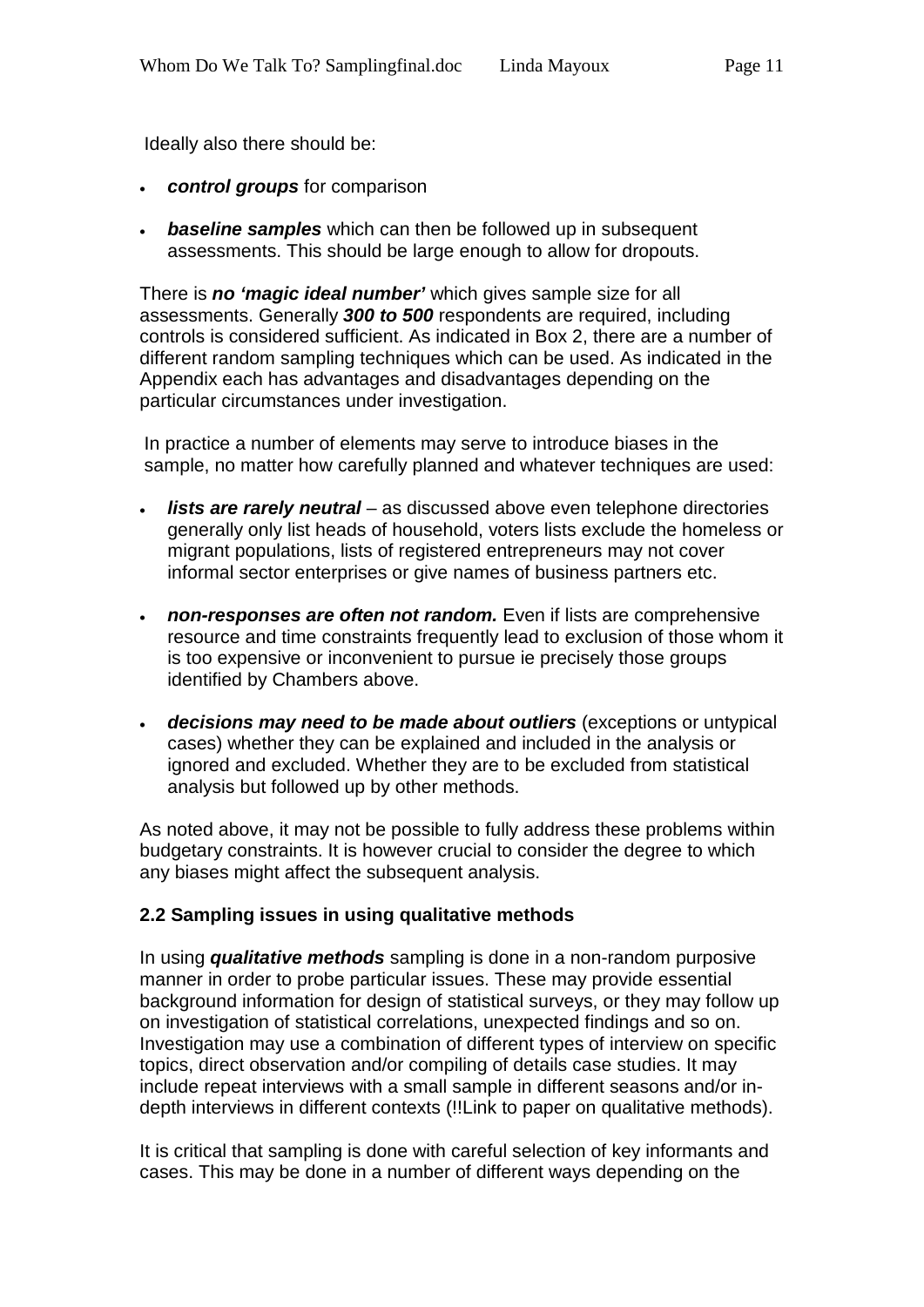Ideally also there should be:

- ***control groups*** for comparison
- ***baseline samples*** which can then be followed up in subsequent assessments. This should be large enough to allow for dropouts.

There is ***no 'magic ideal number'*** which gives sample size for all assessments. Generally ***300 to 500*** respondents are required, including controls is considered sufficient. As indicated in Box 2, there are a number of different random sampling techniques which can be used. As indicated in the Appendix each has advantages and disadvantages depending on the particular circumstances under investigation.

In practice a number of elements may serve to introduce biases in the sample, no matter how carefully planned and whatever techniques are used:

- ***lists are rarely neutral*** – as discussed above even telephone directories generally only list heads of household, voters lists exclude the homeless or migrant populations, lists of registered entrepreneurs may not cover informal sector enterprises or give names of business partners etc.
- ***non-responses are often not random.*** Even if lists are comprehensive resource and time constraints frequently lead to exclusion of those whom it is too expensive or inconvenient to pursue ie precisely those groups identified by Chambers above.
- ***decisions may need to be made about outliers*** (exceptions or untypical cases) whether they can be explained and included in the analysis or ignored and excluded. Whether they are to be excluded from statistical analysis but followed up by other methods.

As noted above, it may not be possible to fully address these problems within budgetary constraints. It is however crucial to consider the degree to which any biases might affect the subsequent analysis.

### 2.2 Sampling issues in using qualitative methods

In using ***qualitative methods*** sampling is done in a non-random purposive manner in order to probe particular issues. These may provide essential background information for design of statistical surveys, or they may follow up on investigation of statistical correlations, unexpected findings and so on. Investigation may use a combination of different types of interview on specific topics, direct observation and/or compiling of details case studies. It may include repeat interviews with a small sample in different seasons and/or in-depth interviews in different contexts (!!Link to paper on qualitative methods).

It is critical that sampling is done with careful selection of key informants and cases. This may be done in a number of different ways depending on the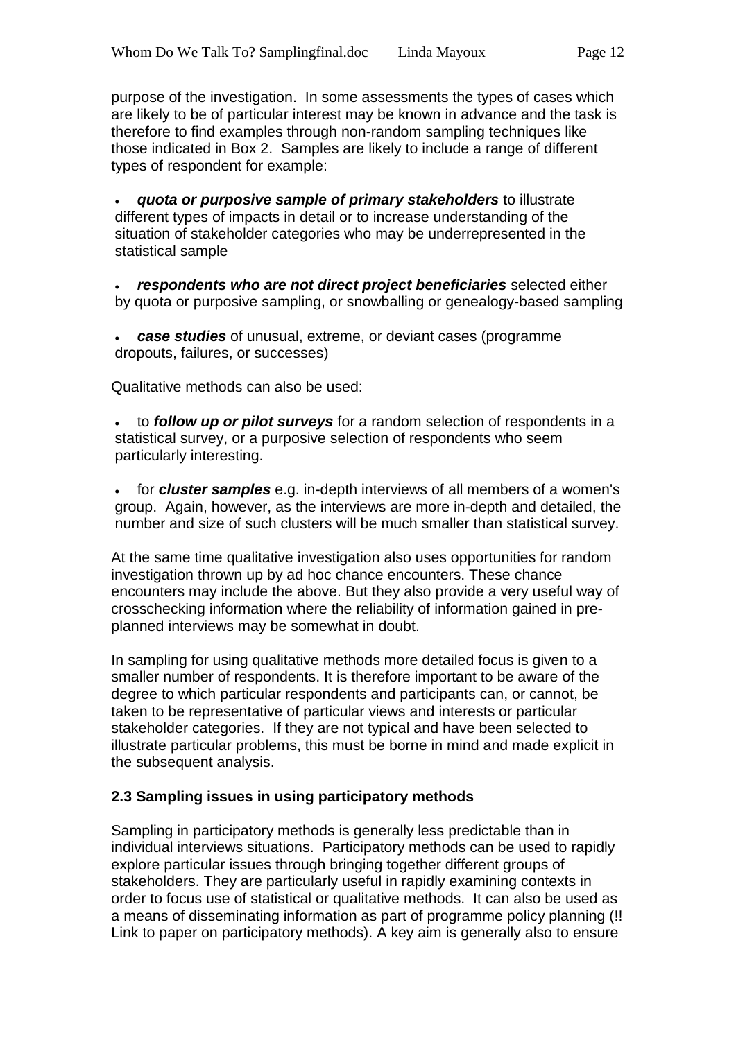purpose of the investigation. In some assessments the types of cases which are likely to be of particular interest may be known in advance and the task is therefore to find examples through non-random sampling techniques like those indicated in Box 2. Samples are likely to include a range of different types of respondent for example:

- ***quota or purposive sample of primary stakeholders*** to illustrate different types of impacts in detail or to increase understanding of the situation of stakeholder categories who may be underrepresented in the statistical sample

- ***respondents who are not direct project beneficiaries*** selected either by quota or purposive sampling, or snowballing or genealogy-based sampling

- ***case studies*** of unusual, extreme, or deviant cases (programme dropouts, failures, or successes)

Qualitative methods can also be used:

- to ***follow up or pilot surveys*** for a random selection of respondents in a statistical survey, or a purposive selection of respondents who seem particularly interesting.

- for ***cluster samples*** e.g. in-depth interviews of all members of a women's group. Again, however, as the interviews are more in-depth and detailed, the number and size of such clusters will be much smaller than statistical survey.

At the same time qualitative investigation also uses opportunities for random investigation thrown up by ad hoc chance encounters. These chance encounters may include the above. But they also provide a very useful way of crosschecking information where the reliability of information gained in pre-planned interviews may be somewhat in doubt.

In sampling for using qualitative methods more detailed focus is given to a smaller number of respondents. It is therefore important to be aware of the degree to which particular respondents and participants can, or cannot, be taken to be representative of particular views and interests or particular stakeholder categories. If they are not typical and have been selected to illustrate particular problems, this must be borne in mind and made explicit in the subsequent analysis.

### 2.3 Sampling issues in using participatory methods

Sampling in participatory methods is generally less predictable than in individual interviews situations. Participatory methods can be used to rapidly explore particular issues through bringing together different groups of stakeholders. They are particularly useful in rapidly examining contexts in order to focus use of statistical or qualitative methods. It can also be used as a means of disseminating information as part of programme policy planning (!! Link to paper on participatory methods). A key aim is generally also to ensure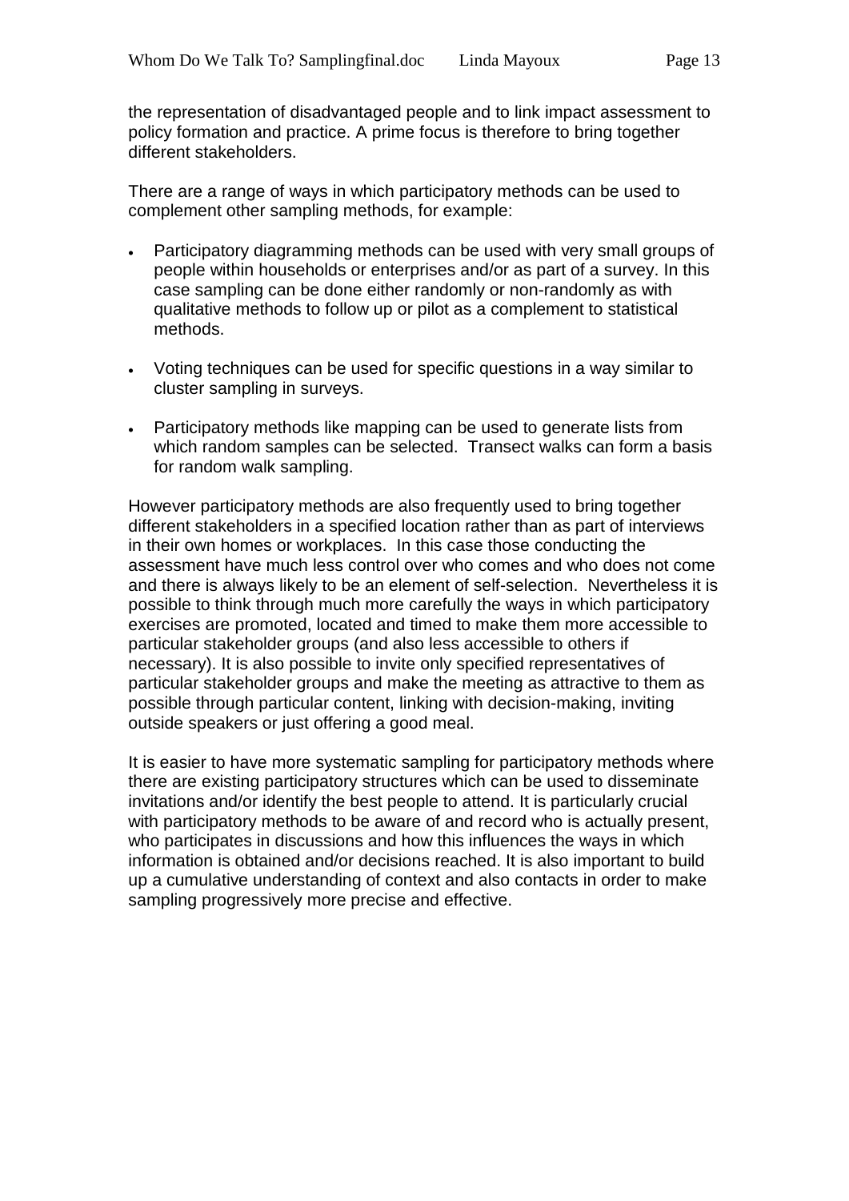the representation of disadvantaged people and to link impact assessment to policy formation and practice. A prime focus is therefore to bring together different stakeholders.

There are a range of ways in which participatory methods can be used to complement other sampling methods, for example:

- Participatory diagramming methods can be used with very small groups of people within households or enterprises and/or as part of a survey. In this case sampling can be done either randomly or non-randomly as with qualitative methods to follow up or pilot as a complement to statistical methods.
- Voting techniques can be used for specific questions in a way similar to cluster sampling in surveys.
- Participatory methods like mapping can be used to generate lists from which random samples can be selected. Transect walks can form a basis for random walk sampling.

However participatory methods are also frequently used to bring together different stakeholders in a specified location rather than as part of interviews in their own homes or workplaces. In this case those conducting the assessment have much less control over who comes and who does not come and there is always likely to be an element of self-selection. Nevertheless it is possible to think through much more carefully the ways in which participatory exercises are promoted, located and timed to make them more accessible to particular stakeholder groups (and also less accessible to others if necessary). It is also possible to invite only specified representatives of particular stakeholder groups and make the meeting as attractive to them as possible through particular content, linking with decision-making, inviting outside speakers or just offering a good meal.

It is easier to have more systematic sampling for participatory methods where there are existing participatory structures which can be used to disseminate invitations and/or identify the best people to attend. It is particularly crucial with participatory methods to be aware of and record who is actually present, who participates in discussions and how this influences the ways in which information is obtained and/or decisions reached. It is also important to build up a cumulative understanding of context and also contacts in order to make sampling progressively more precise and effective.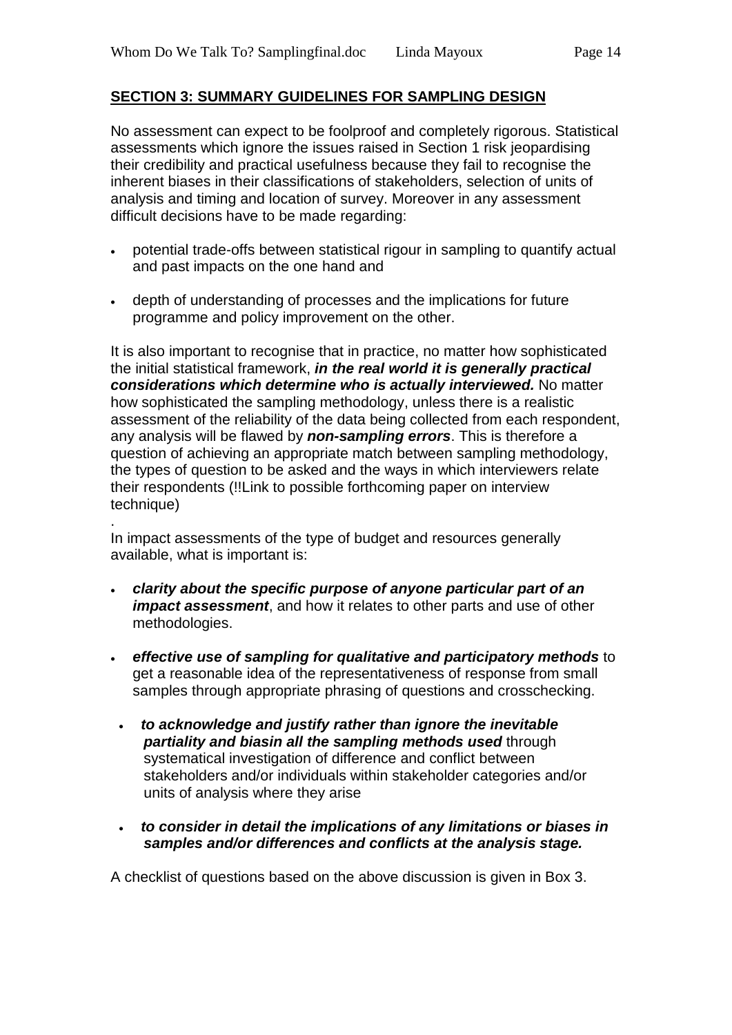## SECTION 3: SUMMARY GUIDELINES FOR SAMPLING DESIGN

No assessment can expect to be foolproof and completely rigorous. Statistical assessments which ignore the issues raised in Section 1 risk jeopardising their credibility and practical usefulness because they fail to recognise the inherent biases in their classifications of stakeholders, selection of units of analysis and timing and location of survey. Moreover in any assessment difficult decisions have to be made regarding:

- potential trade-offs between statistical rigour in sampling to quantify actual and past impacts on the one hand and
- depth of understanding of processes and the implications for future programme and policy improvement on the other.

It is also important to recognise that in practice, no matter how sophisticated the initial statistical framework, ***in the real world it is generally practical considerations which determine who is actually interviewed.*** No matter how sophisticated the sampling methodology, unless there is a realistic assessment of the reliability of the data being collected from each respondent, any analysis will be flawed by ***non-sampling errors***. This is therefore a question of achieving an appropriate match between sampling methodology, the types of question to be asked and the ways in which interviewers relate their respondents (!!Link to possible forthcoming paper on interview technique)

.

In impact assessments of the type of budget and resources generally available, what is important is:

- ***clarity about the specific purpose of anyone particular part of an impact assessment***, and how it relates to other parts and use of other methodologies.
- ***effective use of sampling for qualitative and participatory methods*** to get a reasonable idea of the representativeness of response from small samples through appropriate phrasing of questions and crosschecking.
- ***to acknowledge and justify rather than ignore the inevitable partiality and biasin all the sampling methods used*** through systematical investigation of difference and conflict between stakeholders and/or individuals within stakeholder categories and/or units of analysis where they arise
- ***to consider in detail the implications of any limitations or biases in samples and/or differences and conflicts at the analysis stage.***

A checklist of questions based on the above discussion is given in Box 3.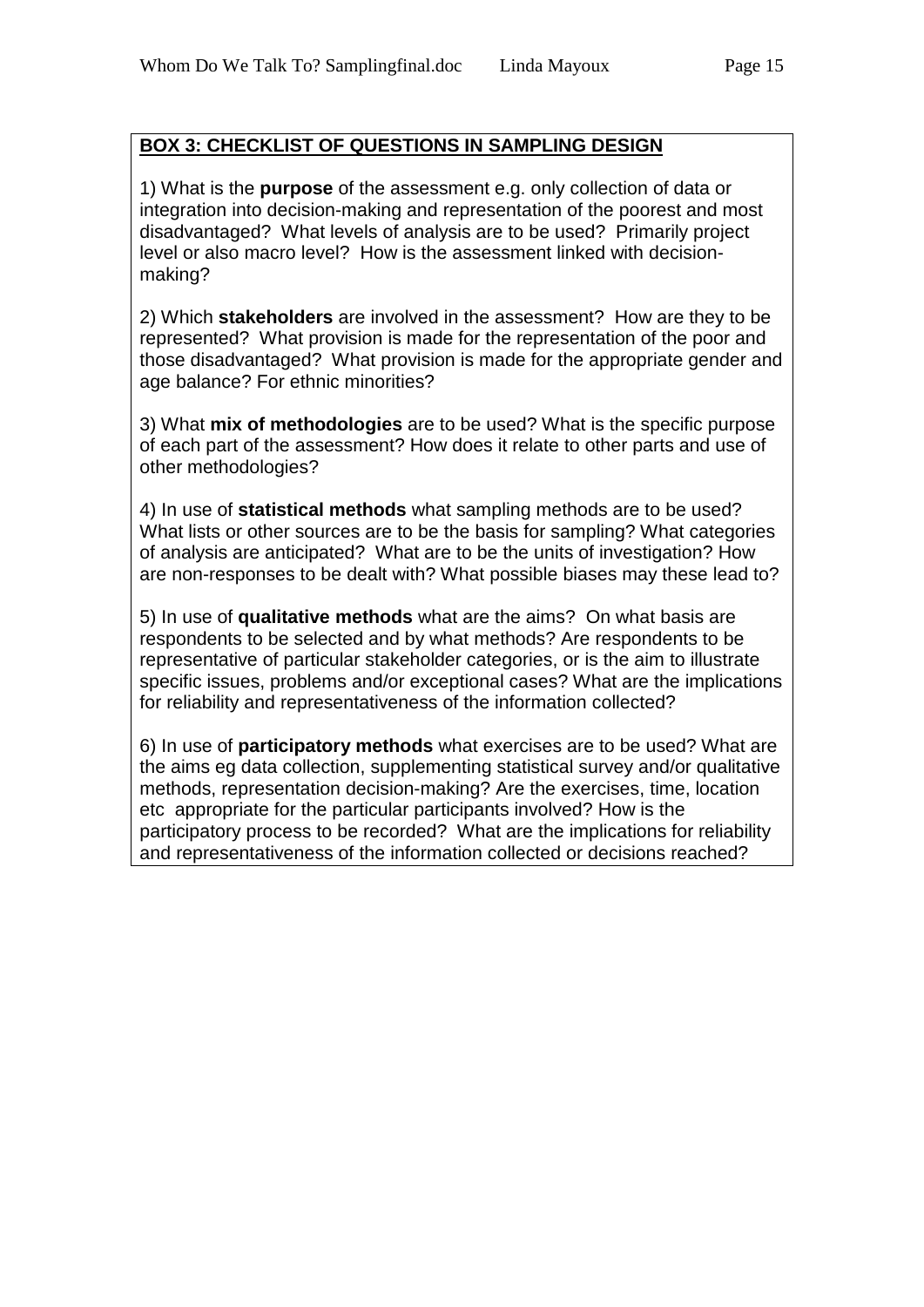**BOX 3: CHECKLIST OF QUESTIONS IN SAMPLING DESIGN**

1) What is the **purpose** of the assessment e.g. only collection of data or integration into decision-making and representation of the poorest and most disadvantaged? What levels of analysis are to be used? Primarily project level or also macro level? How is the assessment linked with decision-making?

2) Which **stakeholders** are involved in the assessment? How are they to be represented? What provision is made for the representation of the poor and those disadvantaged? What provision is made for the appropriate gender and age balance? For ethnic minorities?

3) What **mix of methodologies** are to be used? What is the specific purpose of each part of the assessment? How does it relate to other parts and use of other methodologies?

4) In use of **statistical methods** what sampling methods are to be used? What lists or other sources are to be the basis for sampling? What categories of analysis are anticipated? What are to be the units of investigation? How are non-responses to be dealt with? What possible biases may these lead to?

5) In use of **qualitative methods** what are the aims? On what basis are respondents to be selected and by what methods? Are respondents to be representative of particular stakeholder categories, or is the aim to illustrate specific issues, problems and/or exceptional cases? What are the implications for reliability and representativeness of the information collected?

6) In use of **participatory methods** what exercises are to be used? What are the aims eg data collection, supplementing statistical survey and/or qualitative methods, representation decision-making? Are the exercises, time, location etc appropriate for the particular participants involved? How is the participatory process to be recorded? What are the implications for reliability and representativeness of the information collected or decisions reached?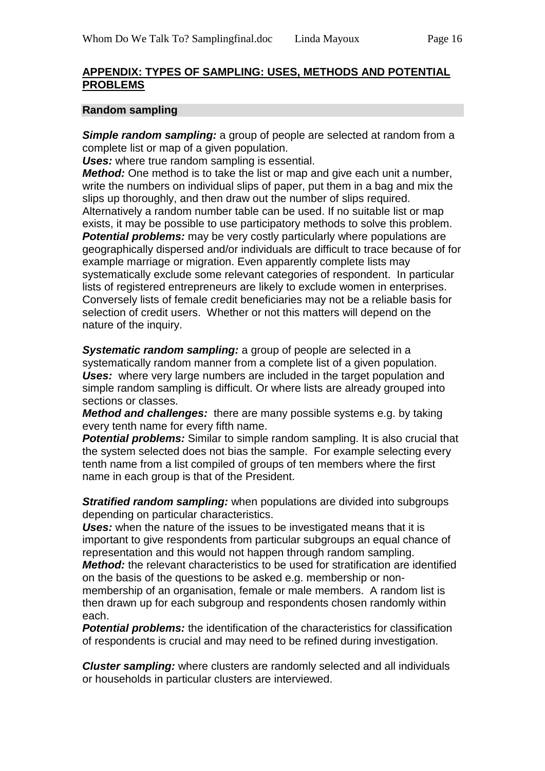## APPENDIX: TYPES OF SAMPLING: USES, METHODS AND POTENTIAL PROBLEMS

### Random sampling

***Simple random sampling:*** a group of people are selected at random from a complete list or map of a given population.
***Uses:*** where true random sampling is essential.
***Method:*** One method is to take the list or map and give each unit a number, write the numbers on individual slips of paper, put them in a bag and mix the slips up thoroughly, and then draw out the number of slips required. Alternatively a random number table can be used. If no suitable list or map exists, it may be possible to use participatory methods to solve this problem.
***Potential problems:*** may be very costly particularly where populations are geographically dispersed and/or individuals are difficult to trace because of for example marriage or migration. Even apparently complete lists may systematically exclude some relevant categories of respondent. In particular lists of registered entrepreneurs are likely to exclude women in enterprises. Conversely lists of female credit beneficiaries may not be a reliable basis for selection of credit users. Whether or not this matters will depend on the nature of the inquiry.

***Systematic random sampling:*** a group of people are selected in a systematically random manner from a complete list of a given population.
***Uses:*** where very large numbers are included in the target population and simple random sampling is difficult. Or where lists are already grouped into sections or classes.
***Method and challenges:*** there are many possible systems e.g. by taking every tenth name for every fifth name.
***Potential problems:*** Similar to simple random sampling. It is also crucial that the system selected does not bias the sample. For example selecting every tenth name from a list compiled of groups of ten members where the first name in each group is that of the President.

***Stratified random sampling:*** when populations are divided into subgroups depending on particular characteristics.
***Uses:*** when the nature of the issues to be investigated means that it is important to give respondents from particular subgroups an equal chance of representation and this would not happen through random sampling.
***Method:*** the relevant characteristics to be used for stratification are identified on the basis of the questions to be asked e.g. membership or non-membership of an organisation, female or male members. A random list is then drawn up for each subgroup and respondents chosen randomly within each.
***Potential problems:*** the identification of the characteristics for classification of respondents is crucial and may need to be refined during investigation.

***Cluster sampling:*** where clusters are randomly selected and all individuals or households in particular clusters are interviewed.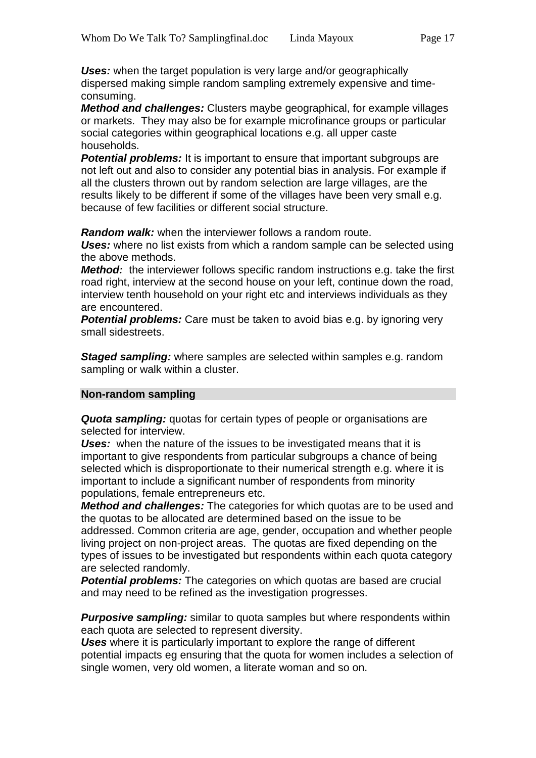***Uses:*** when the target population is very large and/or geographically dispersed making simple random sampling extremely expensive and time-consuming.
***Method and challenges:*** Clusters maybe geographical, for example villages or markets. They may also be for example microfinance groups or particular social categories within geographical locations e.g. all upper caste households.
***Potential problems:*** It is important to ensure that important subgroups are not left out and also to consider any potential bias in analysis. For example if all the clusters thrown out by random selection are large villages, are the results likely to be different if some of the villages have been very small e.g. because of few facilities or different social structure.

***Random walk:*** when the interviewer follows a random route.
***Uses:*** where no list exists from which a random sample can be selected using the above methods.
***Method:*** the interviewer follows specific random instructions e.g. take the first road right, interview at the second house on your left, continue down the road, interview tenth household on your right etc and interviews individuals as they are encountered.
***Potential problems:*** Care must be taken to avoid bias e.g. by ignoring very small sidestreets.

***Staged sampling:*** where samples are selected within samples e.g. random sampling or walk within a cluster.

## Non-random sampling

***Quota sampling:*** quotas for certain types of people or organisations are selected for interview.
***Uses:*** when the nature of the issues to be investigated means that it is important to give respondents from particular subgroups a chance of being selected which is disproportionate to their numerical strength e.g. where it is important to include a significant number of respondents from minority populations, female entrepreneurs etc.
***Method and challenges:*** The categories for which quotas are to be used and the quotas to be allocated are determined based on the issue to be addressed. Common criteria are age, gender, occupation and whether people living project on non-project areas. The quotas are fixed depending on the types of issues to be investigated but respondents within each quota category are selected randomly.
***Potential problems:*** The categories on which quotas are based are crucial and may need to be refined as the investigation progresses.

***Purposive sampling:*** similar to quota samples but where respondents within each quota are selected to represent diversity.
***Uses*** where it is particularly important to explore the range of different potential impacts eg ensuring that the quota for women includes a selection of single women, very old women, a literate woman and so on.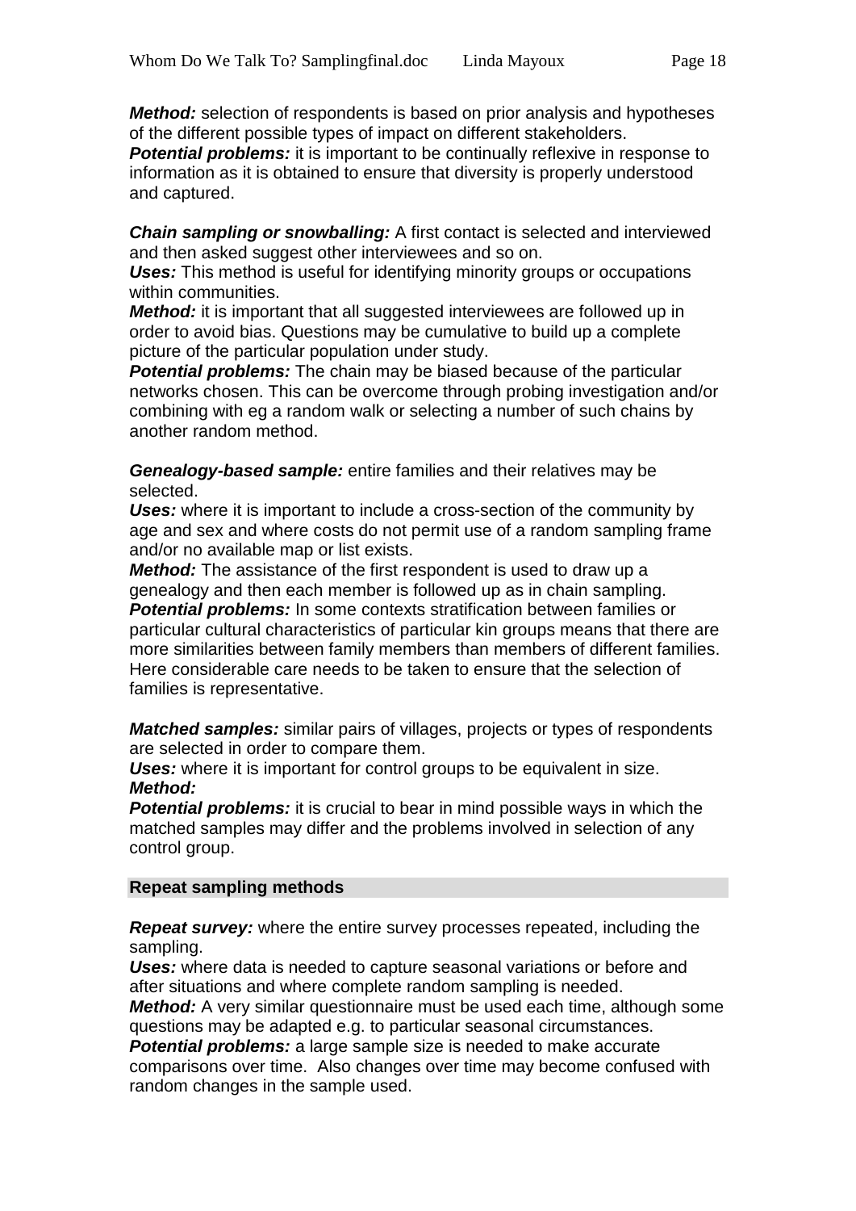***Method:*** selection of respondents is based on prior analysis and hypotheses of the different possible types of impact on different stakeholders.
***Potential problems:*** it is important to be continually reflexive in response to information as it is obtained to ensure that diversity is properly understood and captured.

***Chain sampling or snowballing:*** A first contact is selected and interviewed and then asked suggest other interviewees and so on.
***Uses:*** This method is useful for identifying minority groups or occupations within communities.
***Method:*** it is important that all suggested interviewees are followed up in order to avoid bias. Questions may be cumulative to build up a complete picture of the particular population under study.
***Potential problems:*** The chain may be biased because of the particular networks chosen. This can be overcome through probing investigation and/or combining with eg a random walk or selecting a number of such chains by another random method.

***Genealogy-based sample:*** entire families and their relatives may be selected.
***Uses:*** where it is important to include a cross-section of the community by age and sex and where costs do not permit use of a random sampling frame and/or no available map or list exists.
***Method:*** The assistance of the first respondent is used to draw up a genealogy and then each member is followed up as in chain sampling.
***Potential problems:*** In some contexts stratification between families or particular cultural characteristics of particular kin groups means that there are more similarities between family members than members of different families. Here considerable care needs to be taken to ensure that the selection of families is representative.

***Matched samples:*** similar pairs of villages, projects or types of respondents are selected in order to compare them.
***Uses:*** where it is important for control groups to be equivalent in size.
***Method:***
***Potential problems:*** it is crucial to bear in mind possible ways in which the matched samples may differ and the problems involved in selection of any control group.

**Repeat sampling methods**

***Repeat survey:*** where the entire survey processes repeated, including the sampling.
***Uses:*** where data is needed to capture seasonal variations or before and after situations and where complete random sampling is needed.
***Method:*** A very similar questionnaire must be used each time, although some questions may be adapted e.g. to particular seasonal circumstances.
***Potential problems:*** a large sample size is needed to make accurate comparisons over time. Also changes over time may become confused with random changes in the sample used.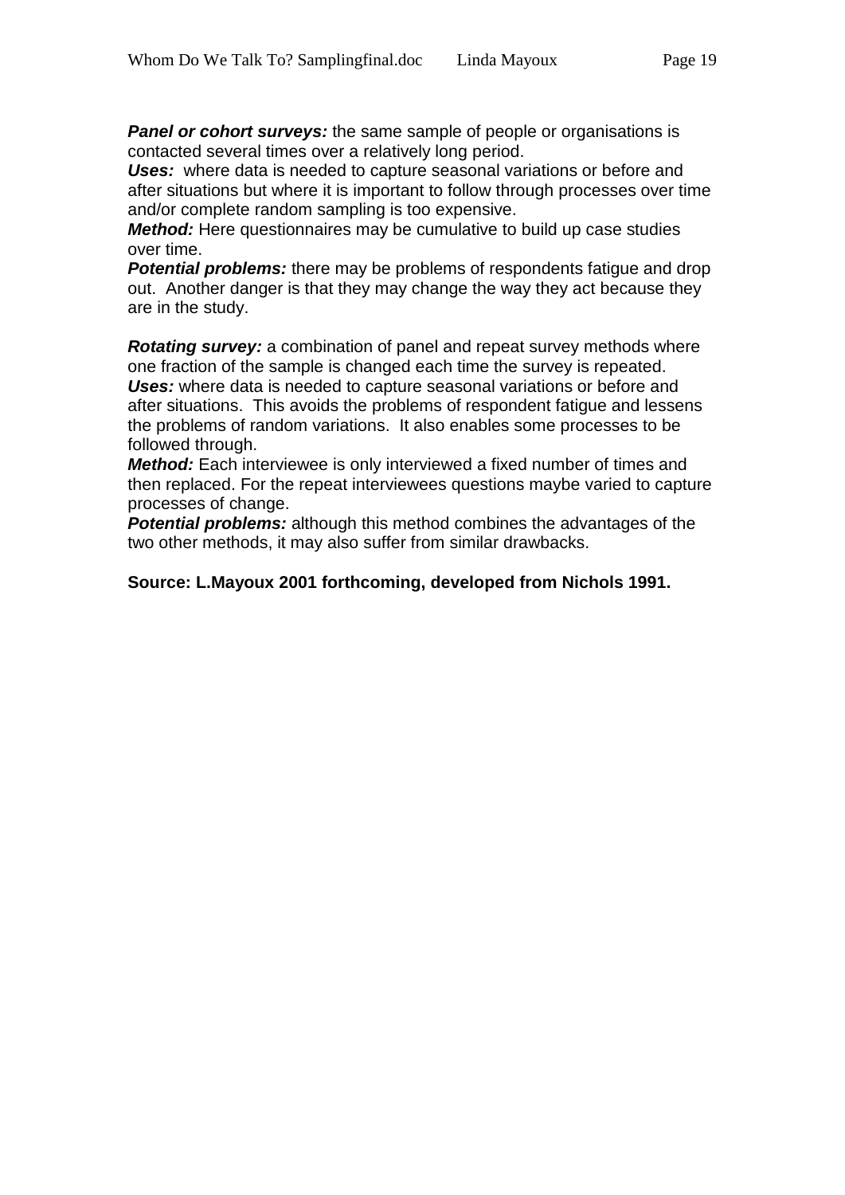***Panel or cohort surveys:*** the same sample of people or organisations is contacted several times over a relatively long period.
***Uses:***  where data is needed to capture seasonal variations or before and after situations but where it is important to follow through processes over time and/or complete random sampling is too expensive.
***Method:*** Here questionnaires may be cumulative to build up case studies over time.
***Potential problems:*** there may be problems of respondents fatigue and drop out.  Another danger is that they may change the way they act because they are in the study.

***Rotating survey:*** a combination of panel and repeat survey methods where one fraction of the sample is changed each time the survey is repeated.
***Uses:*** where data is needed to capture seasonal variations or before and after situations.  This avoids the problems of respondent fatigue and lessens the problems of random variations.  It also enables some processes to be followed through.
***Method:*** Each interviewee is only interviewed a fixed number of times and then replaced. For the repeat interviewees questions maybe varied to capture processes of change.
***Potential problems:*** although this method combines the advantages of the two other methods, it may also suffer from similar drawbacks.

**Source: L.Mayoux 2001 forthcoming, developed from Nichols 1991.**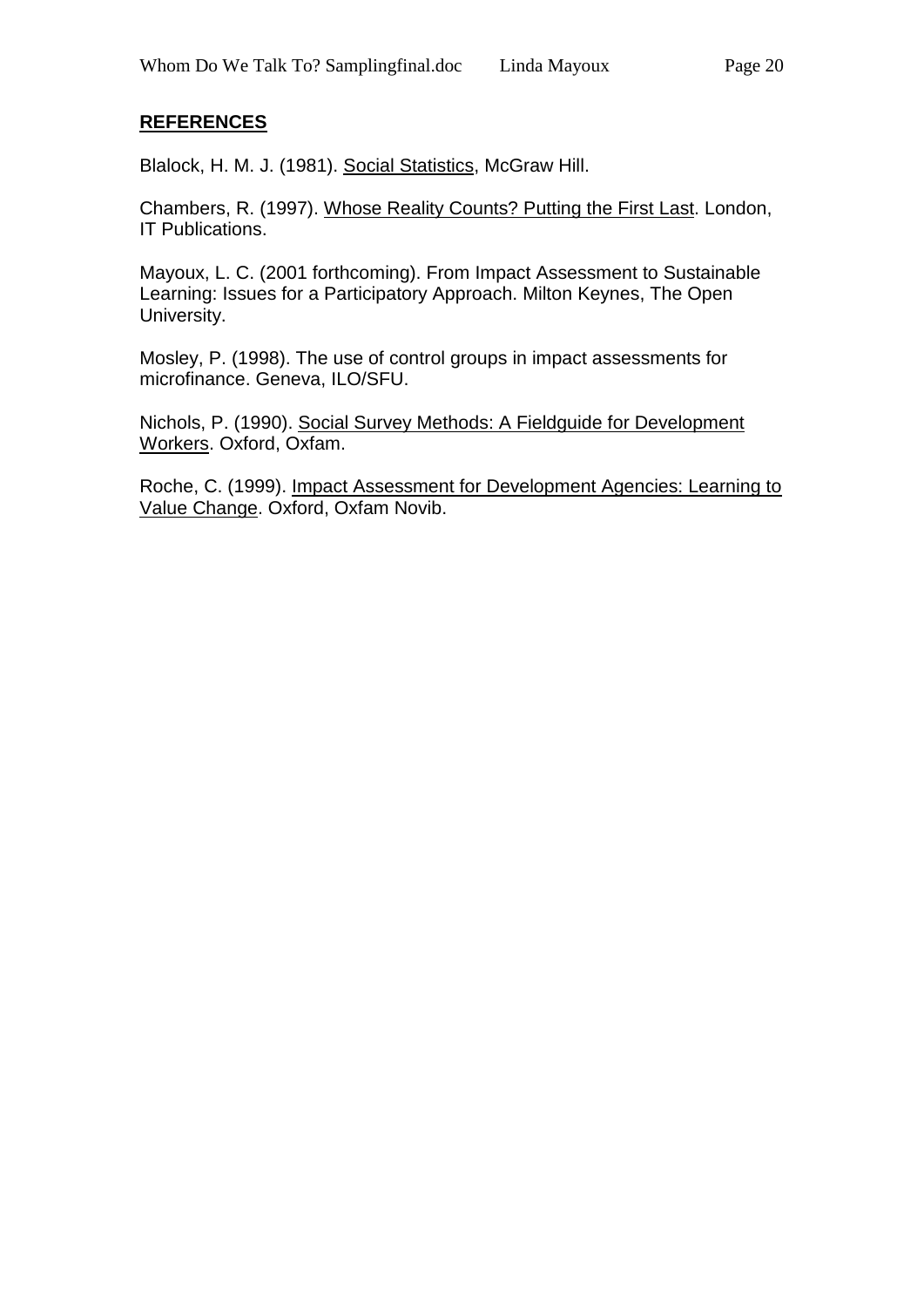## REFERENCES

Blalock, H. M. J. (1981). Social Statistics, McGraw Hill.

Chambers, R. (1997). Whose Reality Counts? Putting the First Last. London, IT Publications.

Mayoux, L. C. (2001 forthcoming). From Impact Assessment to Sustainable Learning: Issues for a Participatory Approach. Milton Keynes, The Open University.

Mosley, P. (1998). The use of control groups in impact assessments for microfinance. Geneva, ILO/SFU.

Nichols, P. (1990). Social Survey Methods: A Fieldguide for Development Workers. Oxford, Oxfam.

Roche, C. (1999). Impact Assessment for Development Agencies: Learning to Value Change. Oxford, Oxfam Novib.